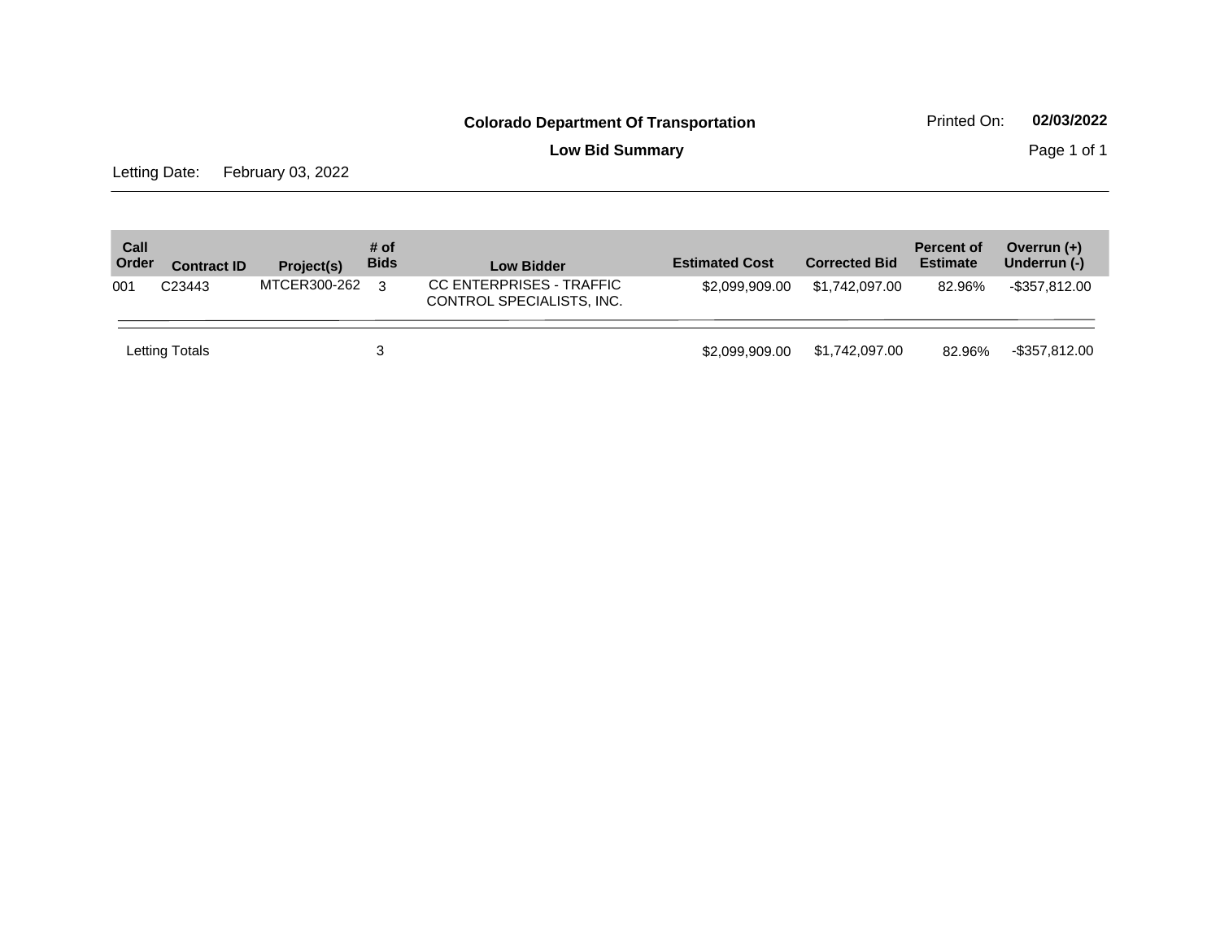**Colorado Department Of Transportation**

Printed On: **02/03/2022**

**Low Bid Summary**

Letting Date: February 03, 2022

| Call Order | Contract ID | Project(s) | # of Bids | Low Bidder | Estimated Cost | Corrected Bid | Percent of Estimate | Overrun (+) Underrun (-) |
|---|---|---|---|---|---|---|---|---|
| 001 | C23443 | MTCER300-262 | 3 | CC ENTERPRISES - TRAFFIC CONTROL SPECIALISTS, INC. | $2,099,909.00 | $1,742,097.00 | 82.96% | -$357,812.00 |
| Letting Totals | | | 3 | | $2,099,909.00 | $1,742,097.00 | 82.96% | -$357,812.00 |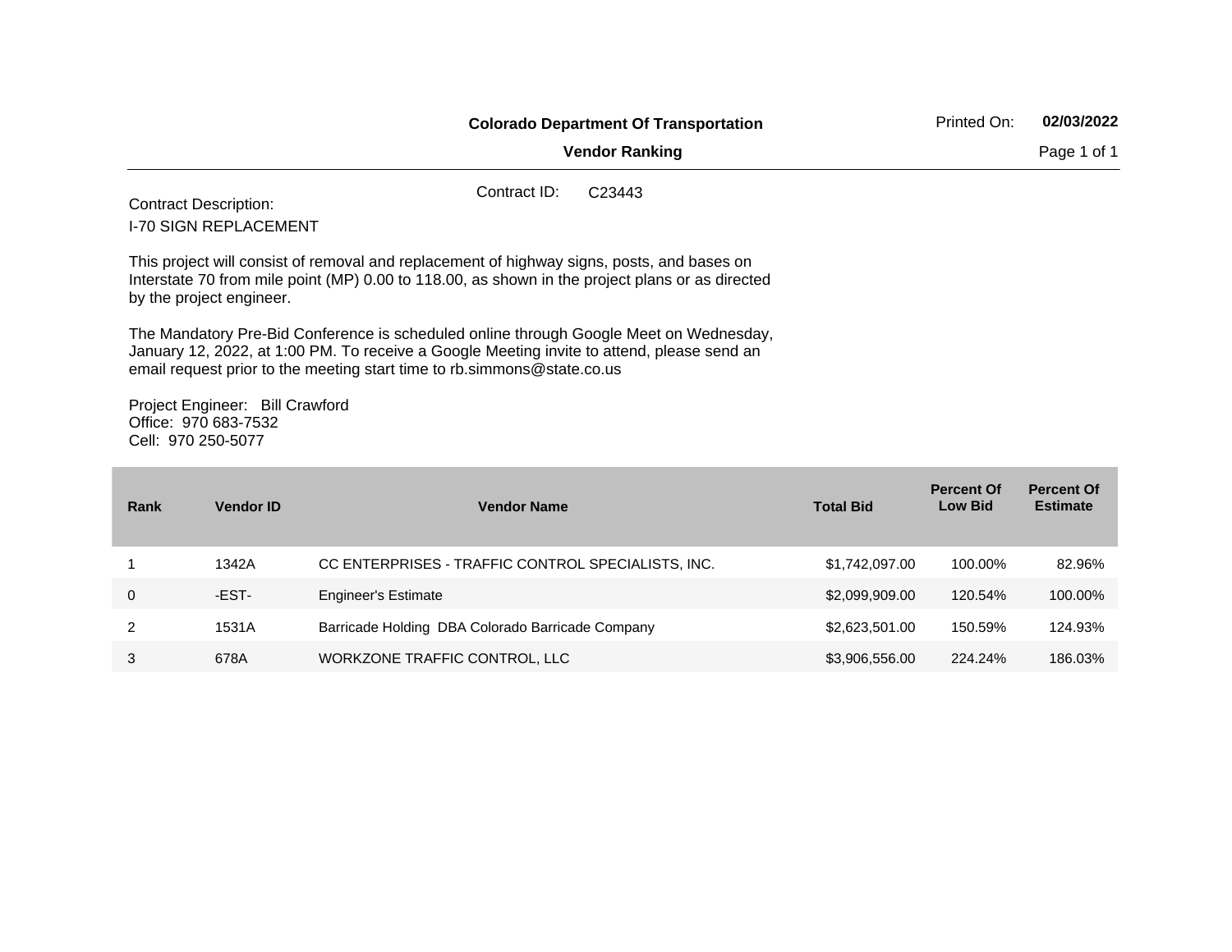**Colorado Department Of Transportation**

**Vendor Ranking**

Printed On: **02/03/2022**

Contract ID: C23443

Contract Description:

I-70 SIGN REPLACEMENT

This project will consist of removal and replacement of highway signs, posts, and bases on Interstate 70 from mile point (MP) 0.00 to 118.00, as shown in the project plans or as directed by the project engineer.

The Mandatory Pre-Bid Conference is scheduled online through Google Meet on Wednesday, January 12, 2022, at 1:00 PM. To receive a Google Meeting invite to attend, please send an email request prior to the meeting start time to rb.simmons@state.co.us

Project Engineer: Bill Crawford
Office: 970 683-7532
Cell: 970 250-5077

| Rank | Vendor ID | Vendor Name | Total Bid | Percent Of Low Bid | Percent Of Estimate |
|---|---|---|---|---|---|
| 1 | 1342A | CC ENTERPRISES - TRAFFIC CONTROL SPECIALISTS, INC. | $1,742,097.00 | 100.00% | 82.96% |
| 0 | -EST- | Engineer's Estimate | $2,099,909.00 | 120.54% | 100.00% |
| 2 | 1531A | Barricade Holding DBA Colorado Barricade Company | $2,623,501.00 | 150.59% | 124.93% |
| 3 | 678A | WORKZONE TRAFFIC CONTROL, LLC | $3,906,556.00 | 224.24% | 186.03% |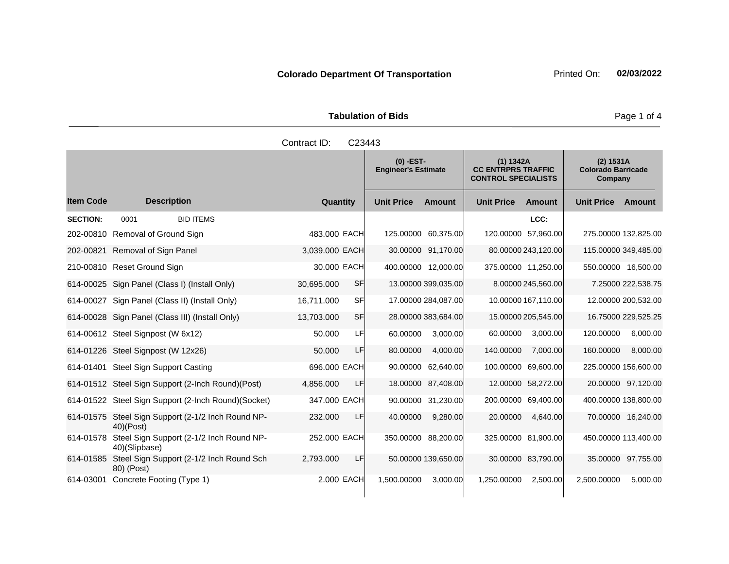**Colorado Department Of Transportation**

Printed On: **02/03/2022**

**Tabulation of Bids**

Contract ID: C23443

| | | | | (0) -EST- Engineer's Estimate | | (1) 1342A CC ENTRPRS TRAFFIC CONTROL SPECIALISTS | | (2) 1531A Colorado Barricade Company | |
|---|---|---|---|---|---|---|---|---|---|
| **Item Code** | **Description** | **Quantity** | | **Unit Price** | **Amount** | **Unit Price** | **Amount** | **Unit Price** | **Amount** |
| **SECTION:** | 0001 BID ITEMS | | | | | | LCC: | | |
| 202-00810 | Removal of Ground Sign | 483.000 | EACH | 125.00000 | 60,375.00 | 120.00000 | 57,960.00 | 275.00000 | 132,825.00 |
| 202-00821 | Removal of Sign Panel | 3,039.000 | EACH | 30.00000 | 91,170.00 | 80.00000 | 243,120.00 | 115.00000 | 349,485.00 |
| 210-00810 | Reset Ground Sign | 30.000 | EACH | 400.00000 | 12,000.00 | 375.00000 | 11,250.00 | 550.00000 | 16,500.00 |
| 614-00025 | Sign Panel (Class I) (Install Only) | 30,695.000 | SF | 13.00000 | 399,035.00 | 8.00000 | 245,560.00 | 7.25000 | 222,538.75 |
| 614-00027 | Sign Panel (Class II) (Install Only) | 16,711.000 | SF | 17.00000 | 284,087.00 | 10.00000 | 167,110.00 | 12.00000 | 200,532.00 |
| 614-00028 | Sign Panel (Class III) (Install Only) | 13,703.000 | SF | 28.00000 | 383,684.00 | 15.00000 | 205,545.00 | 16.75000 | 229,525.25 |
| 614-00612 | Steel Signpost (W 6x12) | 50.000 | LF | 60.00000 | 3,000.00 | 60.00000 | 3,000.00 | 120.00000 | 6,000.00 |
| 614-01226 | Steel Signpost (W 12x26) | 50.000 | LF | 80.00000 | 4,000.00 | 140.00000 | 7,000.00 | 160.00000 | 8,000.00 |
| 614-01401 | Steel Sign Support Casting | 696.000 | EACH | 90.00000 | 62,640.00 | 100.00000 | 69,600.00 | 225.00000 | 156,600.00 |
| 614-01512 | Steel Sign Support (2-Inch Round)(Post) | 4,856.000 | LF | 18.00000 | 87,408.00 | 12.00000 | 58,272.00 | 20.00000 | 97,120.00 |
| 614-01522 | Steel Sign Support (2-Inch Round)(Socket) | 347.000 | EACH | 90.00000 | 31,230.00 | 200.00000 | 69,400.00 | 400.00000 | 138,800.00 |
| 614-01575 | Steel Sign Support (2-1/2 Inch Round NP-40)(Post) | 232.000 | LF | 40.00000 | 9,280.00 | 20.00000 | 4,640.00 | 70.00000 | 16,240.00 |
| 614-01578 | Steel Sign Support (2-1/2 Inch Round NP-40)(Slipbase) | 252.000 | EACH | 350.00000 | 88,200.00 | 325.00000 | 81,900.00 | 450.00000 | 113,400.00 |
| 614-01585 | Steel Sign Support (2-1/2 Inch Round Sch 80) (Post) | 2,793.000 | LF | 50.00000 | 139,650.00 | 30.00000 | 83,790.00 | 35.00000 | 97,755.00 |
| 614-03001 | Concrete Footing (Type 1) | 2.000 | EACH | 1,500.00000 | 3,000.00 | 1,250.00000 | 2,500.00 | 2,500.00000 | 5,000.00 |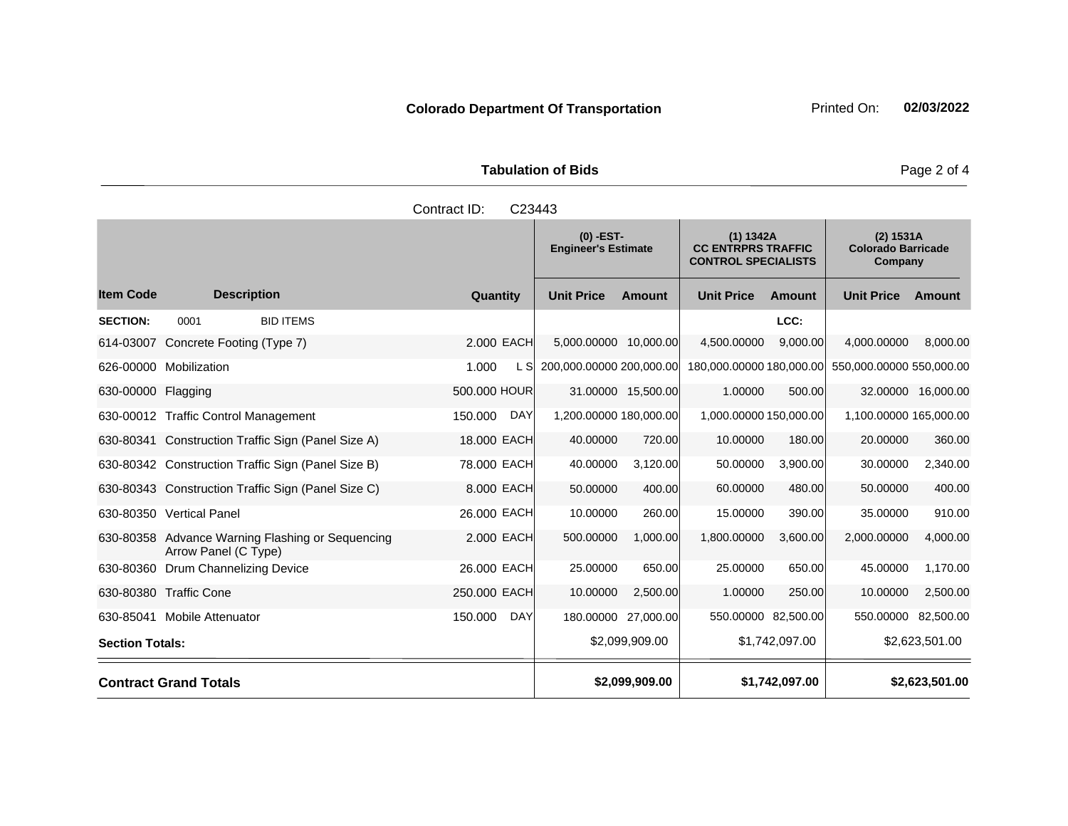**Colorado Department Of Transportation**

Printed On: **02/03/2022**

**Tabulation of Bids**

Contract ID: C23443

| | | | | (0) -EST- Engineer's Estimate | | (1) 1342A CC ENTRPRS TRAFFIC CONTROL SPECIALISTS | | (2) 1531A Colorado Barricade Company | |
|---|---|---|---|---|---|---|---|---|---|
| **Item Code** | **Description** | **Quantity** | | **Unit Price** | **Amount** | **Unit Price** | **Amount** | **Unit Price** | **Amount** |
| **SECTION:** | 0001 BID ITEMS | | | | | | LCC: | | |
| 614-03007 | Concrete Footing (Type 7) | 2.000 | EACH | 5,000.00000 | 10,000.00 | 4,500.00000 | 9,000.00 | 4,000.00000 | 8,000.00 |
| 626-00000 | Mobilization | 1.000 | L S | 200,000.00000 | 200,000.00 | 180,000.00000 | 180,000.00 | 550,000.00000 | 550,000.00 |
| 630-00000 | Flagging | 500.000 | HOUR | 31.00000 | 15,500.00 | 1.00000 | 500.00 | 32.00000 | 16,000.00 |
| 630-00012 | Traffic Control Management | 150.000 | DAY | 1,200.00000 | 180,000.00 | 1,000.00000 | 150,000.00 | 1,100.00000 | 165,000.00 |
| 630-80341 | Construction Traffic Sign (Panel Size A) | 18.000 | EACH | 40.00000 | 720.00 | 10.00000 | 180.00 | 20.00000 | 360.00 |
| 630-80342 | Construction Traffic Sign (Panel Size B) | 78.000 | EACH | 40.00000 | 3,120.00 | 50.00000 | 3,900.00 | 30.00000 | 2,340.00 |
| 630-80343 | Construction Traffic Sign (Panel Size C) | 8.000 | EACH | 50.00000 | 400.00 | 60.00000 | 480.00 | 50.00000 | 400.00 |
| 630-80350 | Vertical Panel | 26.000 | EACH | 10.00000 | 260.00 | 15.00000 | 390.00 | 35.00000 | 910.00 |
| 630-80358 | Advance Warning Flashing or Sequencing Arrow Panel (C Type) | 2.000 | EACH | 500.00000 | 1,000.00 | 1,800.00000 | 3,600.00 | 2,000.00000 | 4,000.00 |
| 630-80360 | Drum Channelizing Device | 26.000 | EACH | 25.00000 | 650.00 | 25.00000 | 650.00 | 45.00000 | 1,170.00 |
| 630-80380 | Traffic Cone | 250.000 | EACH | 10.00000 | 2,500.00 | 1.00000 | 250.00 | 10.00000 | 2,500.00 |
| 630-85041 | Mobile Attenuator | 150.000 | DAY | 180.00000 | 27,000.00 | 550.00000 | 82,500.00 | 550.00000 | 82,500.00 |
| **Section Totals:** | | | | | $2,099,909.00 | | $1,742,097.00 | | $2,623,501.00 |
| **Contract Grand Totals** | | | | | **$2,099,909.00** | | **$1,742,097.00** | | **$2,623,501.00** |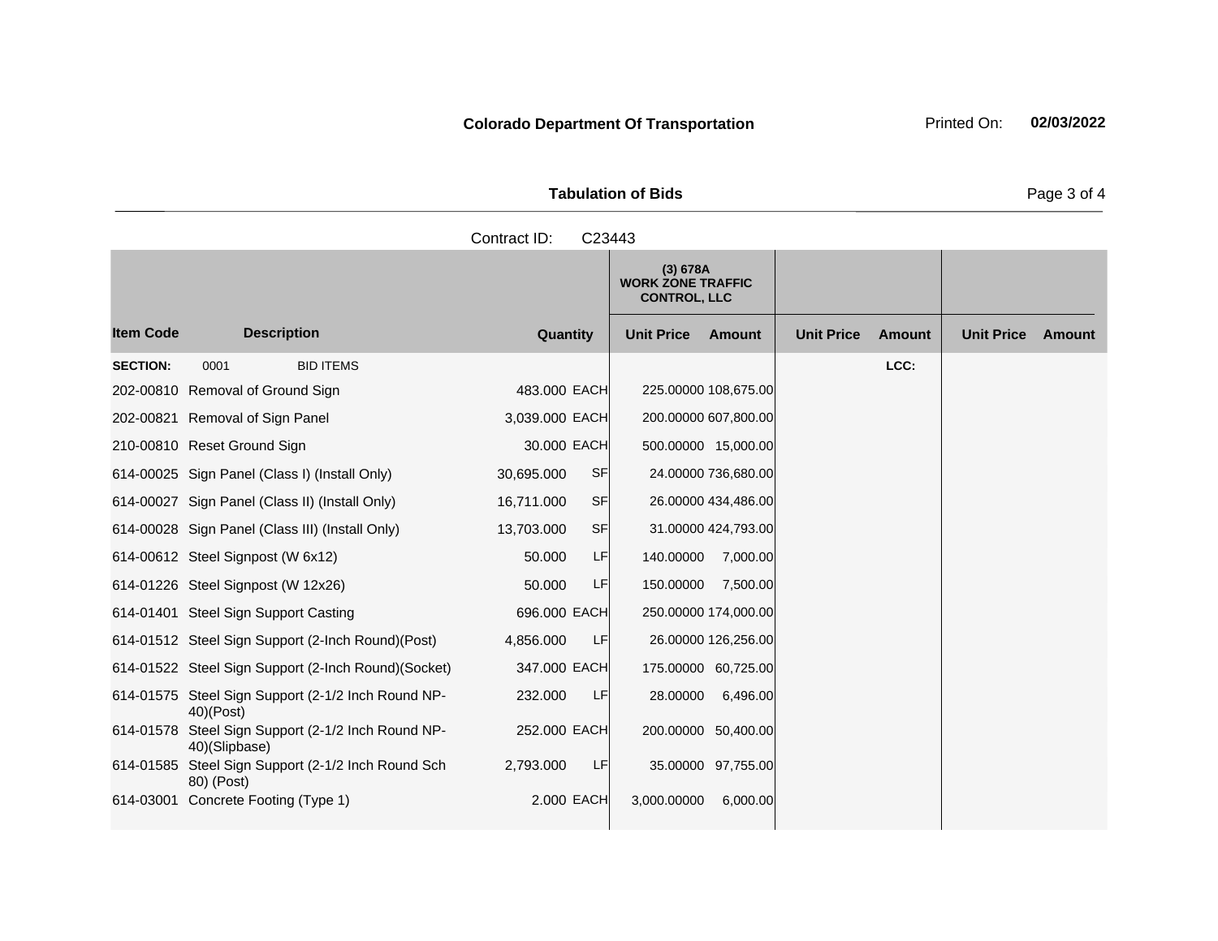**Colorado Department Of Transportation** Printed On: **02/03/2022**

**Tabulation of Bids**

Contract ID: C23443

| Item Code | Description | Quantity | | (3) 678A WORK ZONE TRAFFIC CONTROL, LLC Unit Price | Amount | Unit Price | Amount | Unit Price | Amount |
|---|---|---|---|---|---|---|---|---|---|
| **SECTION:** | 0001 BID ITEMS | | | | | | LCC: | | |
| 202-00810 | Removal of Ground Sign | 483.000 | EACH | 225.00000 | 108,675.00 | | | | |
| 202-00821 | Removal of Sign Panel | 3,039.000 | EACH | 200.00000 | 607,800.00 | | | | |
| 210-00810 | Reset Ground Sign | 30.000 | EACH | 500.00000 | 15,000.00 | | | | |
| 614-00025 | Sign Panel (Class I) (Install Only) | 30,695.000 | SF | 24.00000 | 736,680.00 | | | | |
| 614-00027 | Sign Panel (Class II) (Install Only) | 16,711.000 | SF | 26.00000 | 434,486.00 | | | | |
| 614-00028 | Sign Panel (Class III) (Install Only) | 13,703.000 | SF | 31.00000 | 424,793.00 | | | | |
| 614-00612 | Steel Signpost (W 6x12) | 50.000 | LF | 140.00000 | 7,000.00 | | | | |
| 614-01226 | Steel Signpost (W 12x26) | 50.000 | LF | 150.00000 | 7,500.00 | | | | |
| 614-01401 | Steel Sign Support Casting | 696.000 | EACH | 250.00000 | 174,000.00 | | | | |
| 614-01512 | Steel Sign Support (2-Inch Round)(Post) | 4,856.000 | LF | 26.00000 | 126,256.00 | | | | |
| 614-01522 | Steel Sign Support (2-Inch Round)(Socket) | 347.000 | EACH | 175.00000 | 60,725.00 | | | | |
| 614-01575 | Steel Sign Support (2-1/2 Inch Round NP-40)(Post) | 232.000 | LF | 28.00000 | 6,496.00 | | | | |
| 614-01578 | Steel Sign Support (2-1/2 Inch Round NP-40)(Slipbase) | 252.000 | EACH | 200.00000 | 50,400.00 | | | | |
| 614-01585 | Steel Sign Support (2-1/2 Inch Round Sch 80) (Post) | 2,793.000 | LF | 35.00000 | 97,755.00 | | | | |
| 614-03001 | Concrete Footing (Type 1) | 2.000 | EACH | 3,000.00000 | 6,000.00 | | | | |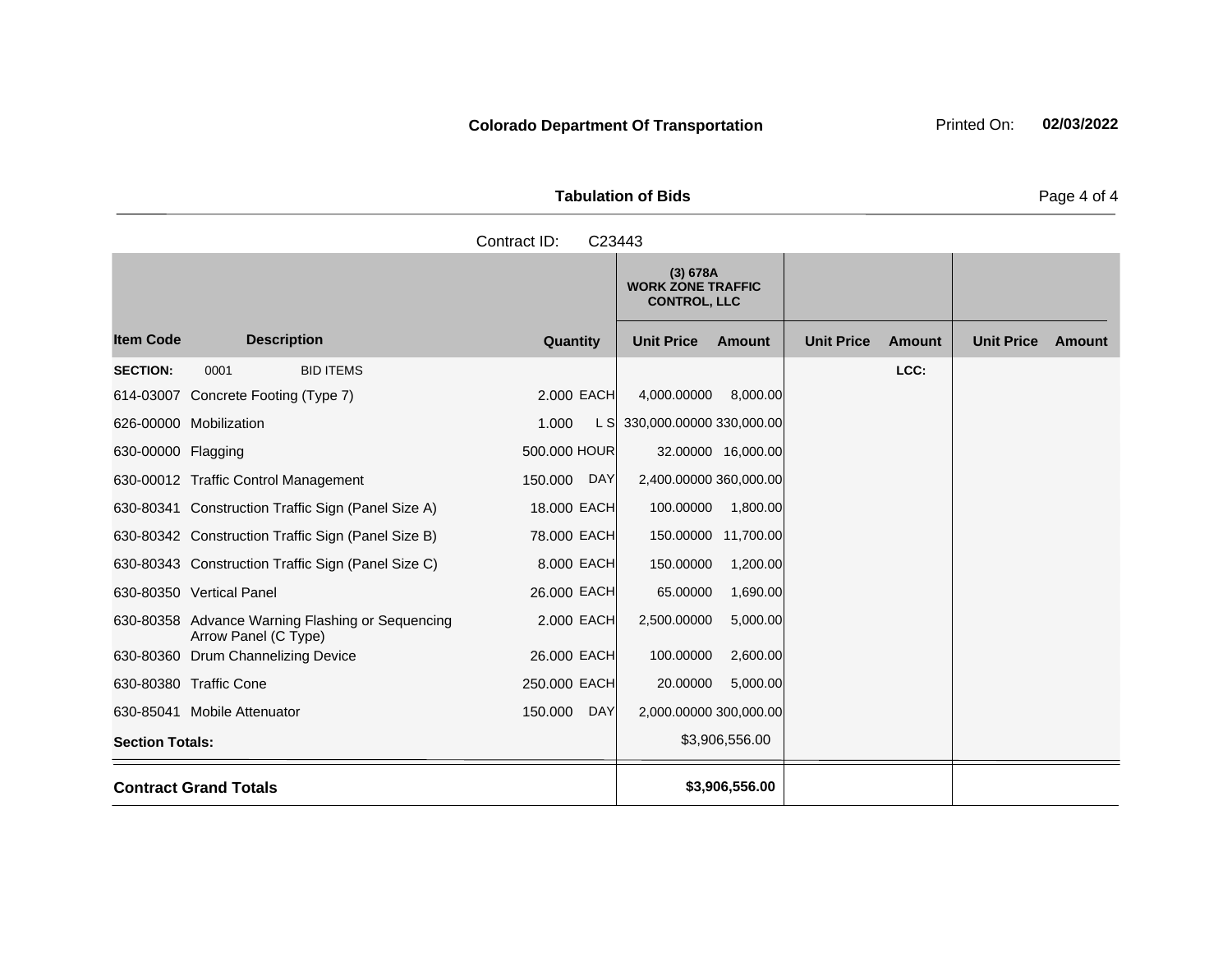**Colorado Department Of Transportation** Printed On: **02/03/2022**

**Tabulation of Bids**

Contract ID: C23443

| | | | | (3) 678A WORK ZONE TRAFFIC CONTROL, LLC | | | | | |
|---|---|---|---|---|---|---|---|---|---|
| **Item Code** | **Description** | **Quantity** | | **Unit Price** | **Amount** | **Unit Price** | **Amount** | **Unit Price** | **Amount** |
| **SECTION:** | 0001 BID ITEMS | | | | | | LCC: | | |
| 614-03007 | Concrete Footing (Type 7) | 2.000 | EACH | 4,000.00000 | 8,000.00 | | | | |
| 626-00000 | Mobilization | 1.000 | L S | 330,000.00000 | 330,000.00 | | | | |
| 630-00000 | Flagging | 500.000 | HOUR | 32.00000 | 16,000.00 | | | | |
| 630-00012 | Traffic Control Management | 150.000 | DAY | 2,400.00000 | 360,000.00 | | | | |
| 630-80341 | Construction Traffic Sign (Panel Size A) | 18.000 | EACH | 100.00000 | 1,800.00 | | | | |
| 630-80342 | Construction Traffic Sign (Panel Size B) | 78.000 | EACH | 150.00000 | 11,700.00 | | | | |
| 630-80343 | Construction Traffic Sign (Panel Size C) | 8.000 | EACH | 150.00000 | 1,200.00 | | | | |
| 630-80350 | Vertical Panel | 26.000 | EACH | 65.00000 | 1,690.00 | | | | |
| 630-80358 | Advance Warning Flashing or Sequencing Arrow Panel (C Type) | 2.000 | EACH | 2,500.00000 | 5,000.00 | | | | |
| 630-80360 | Drum Channelizing Device | 26.000 | EACH | 100.00000 | 2,600.00 | | | | |
| 630-80380 | Traffic Cone | 250.000 | EACH | 20.00000 | 5,000.00 | | | | |
| 630-85041 | Mobile Attenuator | 150.000 | DAY | 2,000.00000 | 300,000.00 | | | | |
| **Section Totals:** | | | | | $3,906,556.00 | | | | |
| **Contract Grand Totals** | | | | | **$3,906,556.00** | | | | |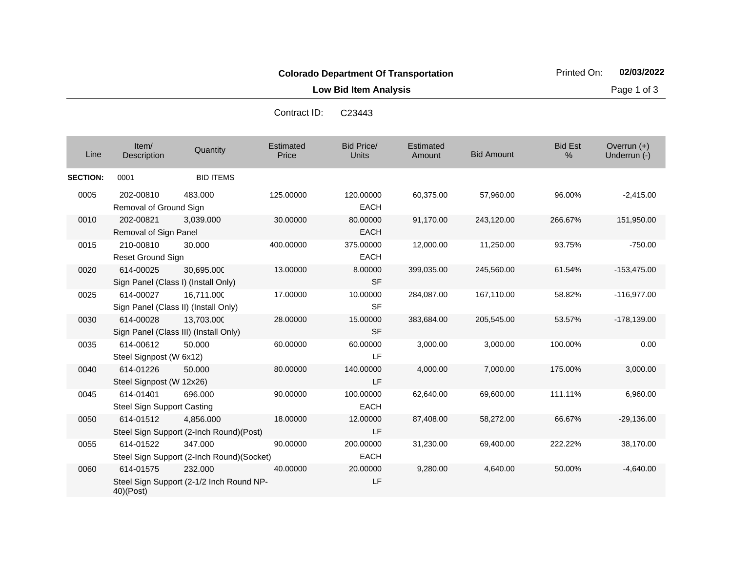# Colorado Department Of Transportation

## Low Bid Item Analysis

Printed On: 02/03/2022

Contract ID: C23443

| Line | Item/ Description | Quantity | Estimated Price | Bid Price/ Units | Estimated Amount | Bid Amount | Bid Est % | Overrun (+) Underrun (-) |
|---|---|---|---|---|---|---|---|---|
| **SECTION:** | 0001 | BID ITEMS | | | | | | |
| 0005 | 202-00810 Removal of Ground Sign | 483.000 | 125.00000 | 120.00000 EACH | 60,375.00 | 57,960.00 | 96.00% | -2,415.00 |
| 0010 | 202-00821 Removal of Sign Panel | 3,039.000 | 30.00000 | 80.00000 EACH | 91,170.00 | 243,120.00 | 266.67% | 151,950.00 |
| 0015 | 210-00810 Reset Ground Sign | 30.000 | 400.00000 | 375.00000 EACH | 12,000.00 | 11,250.00 | 93.75% | -750.00 |
| 0020 | 614-00025 Sign Panel (Class I) (Install Only) | 30,695.000 | 13.00000 | 8.00000 SF | 399,035.00 | 245,560.00 | 61.54% | -153,475.00 |
| 0025 | 614-00027 Sign Panel (Class II) (Install Only) | 16,711.000 | 17.00000 | 10.00000 SF | 284,087.00 | 167,110.00 | 58.82% | -116,977.00 |
| 0030 | 614-00028 Sign Panel (Class III) (Install Only) | 13,703.000 | 28.00000 | 15.00000 SF | 383,684.00 | 205,545.00 | 53.57% | -178,139.00 |
| 0035 | 614-00612 Steel Signpost (W 6x12) | 50.000 | 60.00000 | 60.00000 LF | 3,000.00 | 3,000.00 | 100.00% | 0.00 |
| 0040 | 614-01226 Steel Signpost (W 12x26) | 50.000 | 80.00000 | 140.00000 LF | 4,000.00 | 7,000.00 | 175.00% | 3,000.00 |
| 0045 | 614-01401 Steel Sign Support Casting | 696.000 | 90.00000 | 100.00000 EACH | 62,640.00 | 69,600.00 | 111.11% | 6,960.00 |
| 0050 | 614-01512 Steel Sign Support (2-Inch Round)(Post) | 4,856.000 | 18.00000 | 12.00000 LF | 87,408.00 | 58,272.00 | 66.67% | -29,136.00 |
| 0055 | 614-01522 Steel Sign Support (2-Inch Round)(Socket) | 347.000 | 90.00000 | 200.00000 EACH | 31,230.00 | 69,400.00 | 222.22% | 38,170.00 |
| 0060 | 614-01575 Steel Sign Support (2-1/2 Inch Round NP-40)(Post) | 232.000 | 40.00000 | 20.00000 LF | 9,280.00 | 4,640.00 | 50.00% | -4,640.00 |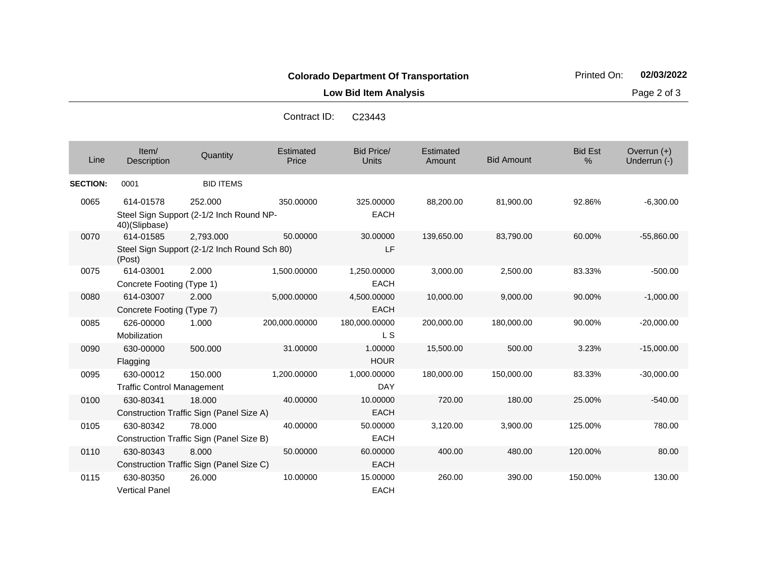**Colorado Department Of Transportation**

**Low Bid Item Analysis**

Printed On: **02/03/2022**

Contract ID: C23443

| Line | Item/ Description | Quantity | Estimated Price | Bid Price/ Units | Estimated Amount | Bid Amount | Bid Est % | Overrun (+) Underrun (-) |
|---|---|---|---|---|---|---|---|---|
| **SECTION:** | 0001 | BID ITEMS | | | | | | |
| 0065 | 614-01578 Steel Sign Support (2-1/2 Inch Round NP-40)(Slipbase) | 252.000 | 350.00000 | 325.00000 EACH | 88,200.00 | 81,900.00 | 92.86% | -6,300.00 |
| 0070 | 614-01585 Steel Sign Support (2-1/2 Inch Round Sch 80) (Post) | 2,793.000 | 50.00000 | 30.00000 LF | 139,650.00 | 83,790.00 | 60.00% | -55,860.00 |
| 0075 | 614-03001 Concrete Footing (Type 1) | 2.000 | 1,500.00000 | 1,250.00000 EACH | 3,000.00 | 2,500.00 | 83.33% | -500.00 |
| 0080 | 614-03007 Concrete Footing (Type 7) | 2.000 | 5,000.00000 | 4,500.00000 EACH | 10,000.00 | 9,000.00 | 90.00% | -1,000.00 |
| 0085 | 626-00000 Mobilization | 1.000 | 200,000.00000 | 180,000.00000 L S | 200,000.00 | 180,000.00 | 90.00% | -20,000.00 |
| 0090 | 630-00000 Flagging | 500.000 | 31.00000 | 1.00000 HOUR | 15,500.00 | 500.00 | 3.23% | -15,000.00 |
| 0095 | 630-00012 Traffic Control Management | 150.000 | 1,200.00000 | 1,000.00000 DAY | 180,000.00 | 150,000.00 | 83.33% | -30,000.00 |
| 0100 | 630-80341 Construction Traffic Sign (Panel Size A) | 18.000 | 40.00000 | 10.00000 EACH | 720.00 | 180.00 | 25.00% | -540.00 |
| 0105 | 630-80342 Construction Traffic Sign (Panel Size B) | 78.000 | 40.00000 | 50.00000 EACH | 3,120.00 | 3,900.00 | 125.00% | 780.00 |
| 0110 | 630-80343 Construction Traffic Sign (Panel Size C) | 8.000 | 50.00000 | 60.00000 EACH | 400.00 | 480.00 | 120.00% | 80.00 |
| 0115 | 630-80350 Vertical Panel | 26.000 | 10.00000 | 15.00000 EACH | 260.00 | 390.00 | 150.00% | 130.00 |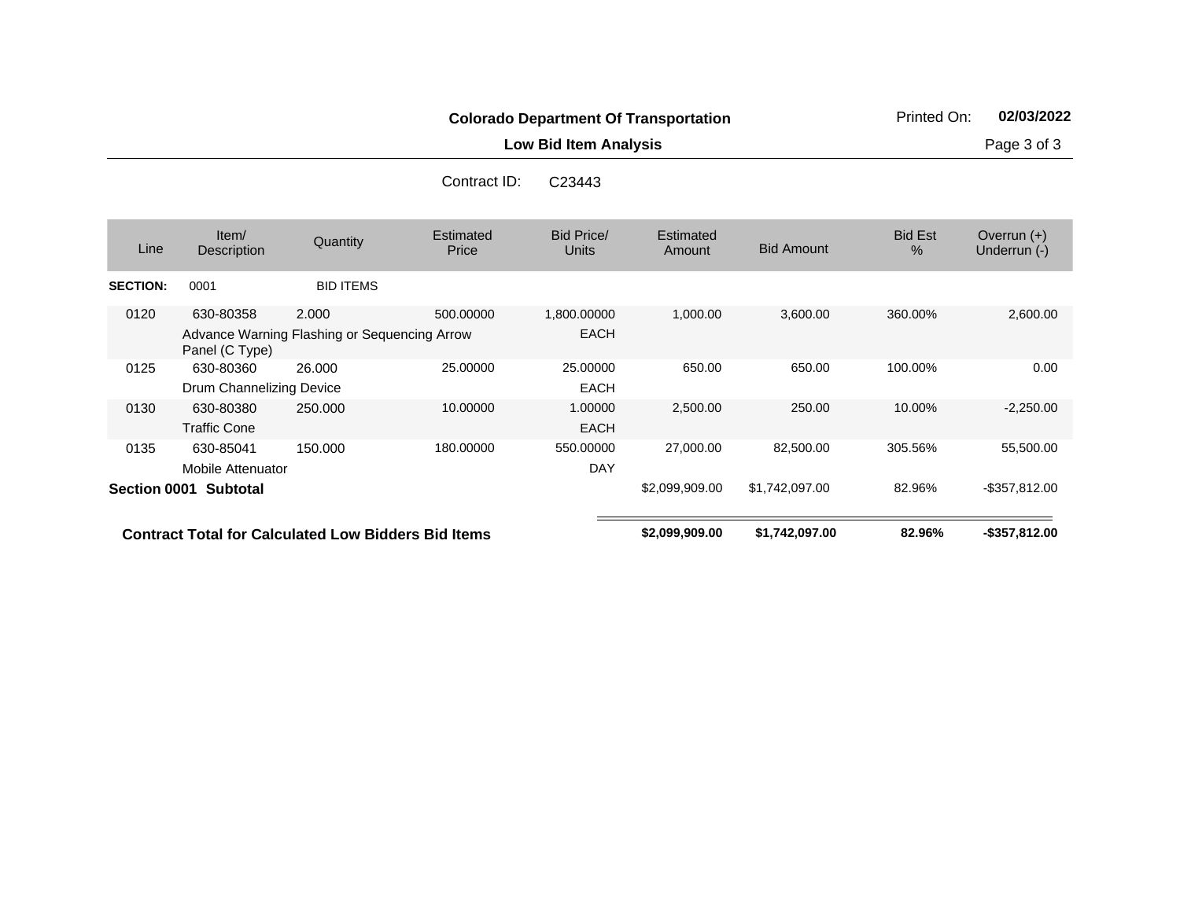**Colorado Department Of Transportation**

**Low Bid Item Analysis**

Printed On: **02/03/2022**

Contract ID: C23443

| Line | Item/ Description | Quantity | Estimated Price | Bid Price/ Units | Estimated Amount | Bid Amount | Bid Est % | Overrun (+) Underrun (-) |
|---|---|---|---|---|---|---|---|---|
| **SECTION:** | 0001 | BID ITEMS | | | | | | |
| 0120 | 630-80358 Advance Warning Flashing or Sequencing Arrow Panel (C Type) | 2.000 | 500.00000 | 1,800.00000 EACH | 1,000.00 | 3,600.00 | 360.00% | 2,600.00 |
| 0125 | 630-80360 Drum Channelizing Device | 26.000 | 25.00000 | 25.00000 EACH | 650.00 | 650.00 | 100.00% | 0.00 |
| 0130 | 630-80380 Traffic Cone | 250.000 | 10.00000 | 1.00000 EACH | 2,500.00 | 250.00 | 10.00% | -2,250.00 |
| 0135 | 630-85041 Mobile Attenuator | 150.000 | 180.00000 | 550.00000 DAY | 27,000.00 | 82,500.00 | 305.56% | 55,500.00 |
| **Section 0001 Subtotal** | | | | | $2,099,909.00 | $1,742,097.00 | 82.96% | -$357,812.00 |
| **Contract Total for Calculated Low Bidders Bid Items** | | | | | **$2,099,909.00** | **$1,742,097.00** | **82.96%** | **-$357,812.00** |